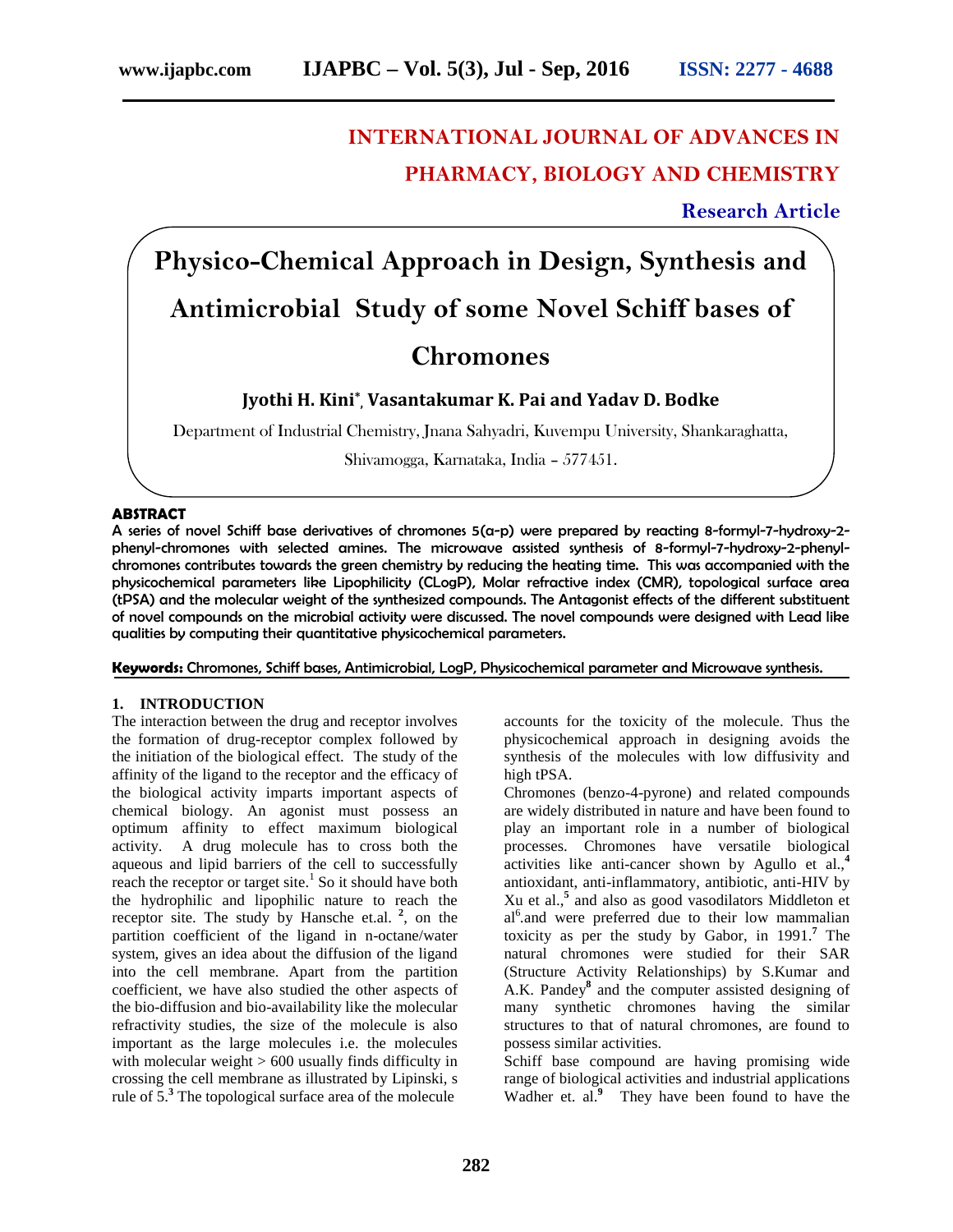INTERNATIONAL JOURNAL OF ADVANCES IN PHARMACY, BIOLOGY AND CHEMISTRY

**Research Article**

# Physico-Chemical Approach in Design, Synthesis and Antimicrobial Study of some Novel Schiff bases of Chromones

**Jyothi H. Kini*, Vasantakumar K. Pai and Yadav D. Bodke**

Department of Industrial Chemistry, Jnana Sahyadri, Kuvempu University, Shankaraghatta, Shivamogga, Karnataka, India – 577451.

## ABSTRACT

A series of novel Schiff base derivatives of chromones 5(a-p) were prepared by reacting 8-formyl-7-hydroxy-2-phenyl-chromones with selected amines. The microwave assisted synthesis of 8-formyl-7-hydroxy-2-phenyl-chromones contributes towards the green chemistry by reducing the heating time. This was accompanied with the physicochemical parameters like Lipophilicity (CLogP), Molar refractive index (CMR), topological surface area (tPSA) and the molecular weight of the synthesized compounds. The Antagonist effects of the different substituent of novel compounds on the microbial activity were discussed. The novel compounds were designed with Lead like qualities by computing their quantitative physicochemical parameters.

**Keywords:** Chromones, Schiff bases, Antimicrobial, LogP, Physicochemical parameter and Microwave synthesis.

## 1. INTRODUCTION

The interaction between the drug and receptor involves the formation of drug-receptor complex followed by the initiation of the biological effect. The study of the affinity of the ligand to the receptor and the efficacy of the biological activity imparts important aspects of chemical biology. An agonist must possess an optimum affinity to effect maximum biological activity. A drug molecule has to cross both the aqueous and lipid barriers of the cell to successfully reach the receptor or target site.[1] So it should have both the hydrophilic and lipophilic nature to reach the receptor site. The study by Hansche et.al. [2], on the partition coefficient of the ligand in n-octane/water system, gives an idea about the diffusion of the ligand into the cell membrane. Apart from the partition coefficient, we have also studied the other aspects of the bio-diffusion and bio-availability like the molecular refractivity studies, the size of the molecule is also important as the large molecules i.e. the molecules with molecular weight > 600 usually finds difficulty in crossing the cell membrane as illustrated by Lipinski, s rule of 5.[3] The topological surface area of the molecule accounts for the toxicity of the molecule. Thus the physicochemical approach in designing avoids the synthesis of the molecules with low diffusivity and high tPSA.

Chromones (benzo-4-pyrone) and related compounds are widely distributed in nature and have been found to play an important role in a number of biological processes. Chromones have versatile biological activities like anti-cancer shown by Agullo et al.,[4] antioxidant, anti-inflammatory, antibiotic, anti-HIV by Xu et al.,[5] and also as good vasodilators Middleton et al[6].and were preferred due to their low mammalian toxicity as per the study by Gabor, in 1991.[7] The natural chromones were studied for their SAR (Structure Activity Relationships) by S.Kumar and A.K. Pandey[8] and the computer assisted designing of many synthetic chromones having the similar structures to that of natural chromones, are found to possess similar activities.

Schiff base compound are having promising wide range of biological activities and industrial applications Wadher et. al.[9] They have been found to have the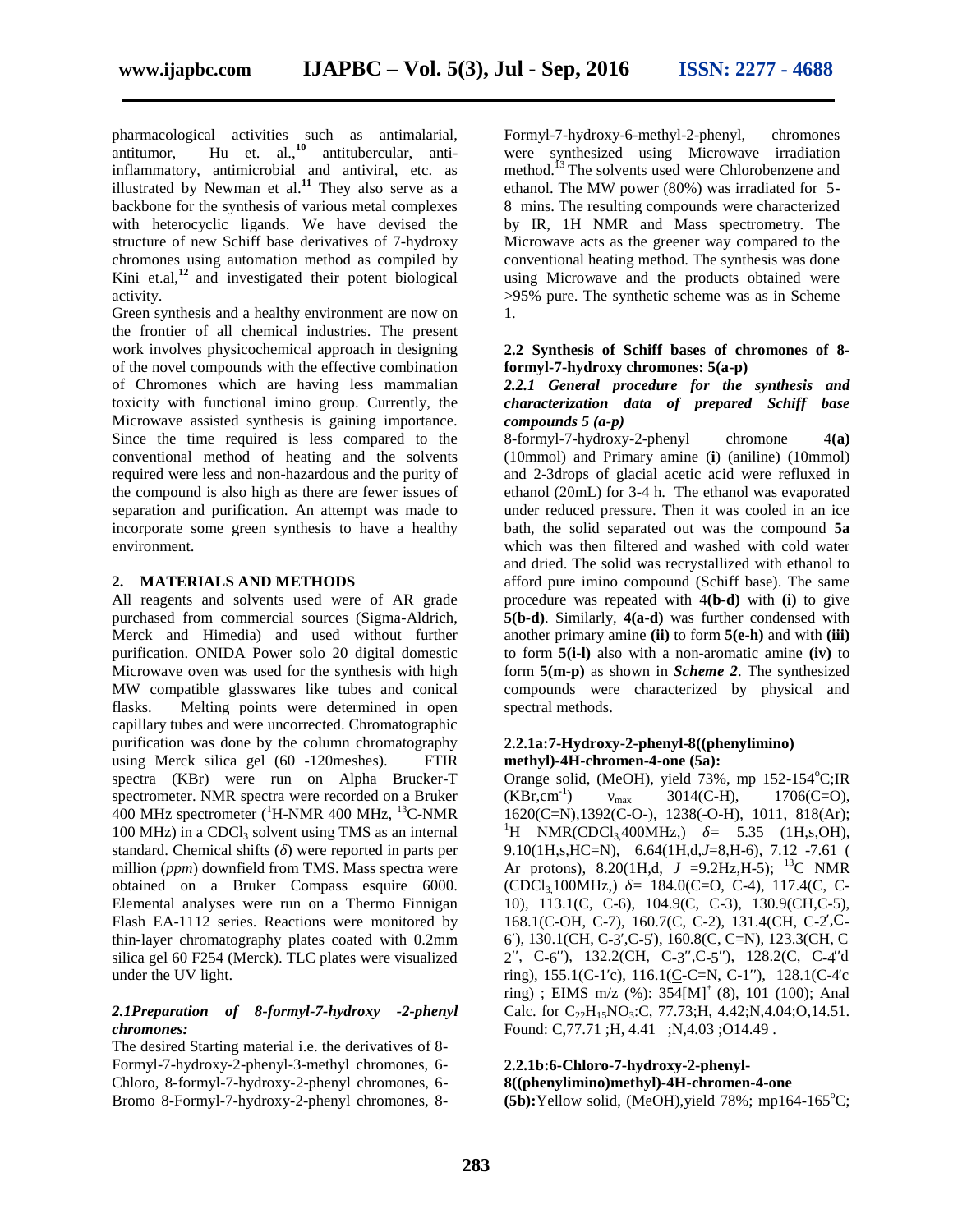pharmacological activities such as antimalarial, antitumor, Hu et. al.,[10] antitubercular, anti-inflammatory, antimicrobial and antiviral, etc. as illustrated by Newman et al.[11] They also serve as a backbone for the synthesis of various metal complexes with heterocyclic ligands. We have devised the structure of new Schiff base derivatives of 7-hydroxy chromones using automation method as compiled by Kini et.al,[12] and investigated their potent biological activity.

Green synthesis and a healthy environment are now on the frontier of all chemical industries. The present work involves physicochemical approach in designing of the novel compounds with the effective combination of Chromones which are having less mammalian toxicity with functional imino group. Currently, the Microwave assisted synthesis is gaining importance. Since the time required is less compared to the conventional method of heating and the solvents required were less and non-hazardous and the purity of the compound is also high as there are fewer issues of separation and purification. An attempt was made to incorporate some green synthesis to have a healthy environment.

## 2. MATERIALS AND METHODS

All reagents and solvents used were of AR grade purchased from commercial sources (Sigma-Aldrich, Merck and Himedia) and used without further purification. ONIDA Power solo 20 digital domestic Microwave oven was used for the synthesis with high MW compatible glasswares like tubes and conical flasks. Melting points were determined in open capillary tubes and were uncorrected. Chromatographic purification was done by the column chromatography using Merck silica gel (60 -120meshes). FTIR spectra (KBr) were run on Alpha Brucker-T spectrometer. NMR spectra were recorded on a Bruker 400 MHz spectrometer ($^{1}$H-NMR 400 MHz, $^{13}$C-NMR 100 MHz) in a $CDCl_3$ solvent using TMS as an internal standard. Chemical shifts ($\delta$) were reported in parts per million (*ppm*) downfield from TMS. Mass spectra were obtained on a Bruker Compass esquire 6000. Elemental analyses were run on a Thermo Finnigan Flash EA-1112 series. Reactions were monitored by thin-layer chromatography plates coated with 0.2mm silica gel 60 F254 (Merck). TLC plates were visualized under the UV light.

### *2.1 Preparation of 8-formyl-7-hydroxy -2-phenyl chromones:*

The desired Starting material i.e. the derivatives of 8-Formyl-7-hydroxy-2-phenyl-3-methyl chromones, 6-Chloro, 8-formyl-7-hydroxy-2-phenyl chromones, 6-Bromo 8-Formyl-7-hydroxy-2-phenyl chromones, 8-Formyl-7-hydroxy-6-methyl-2-phenyl, chromones were synthesized using Microwave irradiation method.[13] The solvents used were Chlorobenzene and ethanol. The MW power (80%) was irradiated for 5-8 mins. The resulting compounds were characterized by IR, 1H NMR and Mass spectrometry. The Microwave acts as the greener way compared to the conventional heating method. The synthesis was done using Microwave and the products obtained were >95% pure. The synthetic scheme was as in Scheme 1.

### 2.2 Synthesis of Schiff bases of chromones of 8-formyl-7-hydroxy chromones: 5(a-p)

#### *2.2.1 General procedure for the synthesis and characterization data of prepared Schiff base compounds 5 (a-p)*

8-formyl-7-hydroxy-2-phenyl chromone 4**(a)** (10mmol) and Primary amine (**i**) (aniline) (10mmol) and 2-3drops of glacial acetic acid were refluxed in ethanol (20mL) for 3-4 h. The ethanol was evaporated under reduced pressure. Then it was cooled in an ice bath, the solid separated out was the compound **5a** which was then filtered and washed with cold water and dried. The solid was recrystallized with ethanol to afford pure imino compound (Schiff base). The same procedure was repeated with 4**(b-d)** with **(i)** to give **5(b-d)**. Similarly, **4(a-d)** was further condensed with another primary amine **(ii)** to form **5(e-h)** and with **(iii)** to form **5(i-l)** also with a non-aromatic amine **(iv)** to form **5(m-p)** as shown in ***Scheme 2***. The synthesized compounds were characterized by physical and spectral methods.

#### 2.2.1a: 7-Hydroxy-2-phenyl-8((phenylimino) methyl)-4H-chromen-4-one (5a):

Orange solid, (MeOH), yield 73%, mp 152-154°C; IR (KBr, $cm^{-1}$) $\nu_{max}$ 3014(C-H), 1706(C=O), 1620(C=N), 1392(C-O-), 1238(-O-H), 1011, 818(Ar); $^{1}$H NMR($CDCl_3$, 400MHz,) $\delta$= 5.35 (1H,s,OH), 9.10(1H,s,HC=N), 6.64(1H,d,*J*=8,H-6), 7.12 -7.61 ( Ar protons), 8.20(1H,d, *J* =9.2Hz,H-5); $^{13}$C NMR ($CDCl_3$, 100MHz,) $\delta$= 184.0(C=O, C-4), 117.4(C, C-10), 113.1(C, C-6), 104.9(C, C-3), 130.9(CH,C-5), 168.1(C-OH, C-7), 160.7(C, C-2), 131.4(CH, C-2′,C-6′), 130.1(CH, C-3′,C-5′), 160.8(C, C=N), 123.3(CH, C 2″, C-6″), 132.2(CH, C-3″,C-5″), 128.2(C, C-4″d ring), 155.1(C-1′c), 116.1(C-C=N, C-1″), 128.1(C-4′c ring) ; EIMS m/z (%): 354$[M]^+$ (8), 101 (100); Anal Calc. for $C_{22}H_{15}NO_3$:C, 77.73;H, 4.42;N,4.04;O,14.51. Found: C,77.71 ;H, 4.41 ;N,4.03 ;O14.49 .

#### 2.2.1b: 6-Chloro-7-hydroxy-2-phenyl-8((phenylimino)methyl)-4H-chromen-4-one

**(5b):** Yellow solid, (MeOH), yield 78%; mp164-165°C;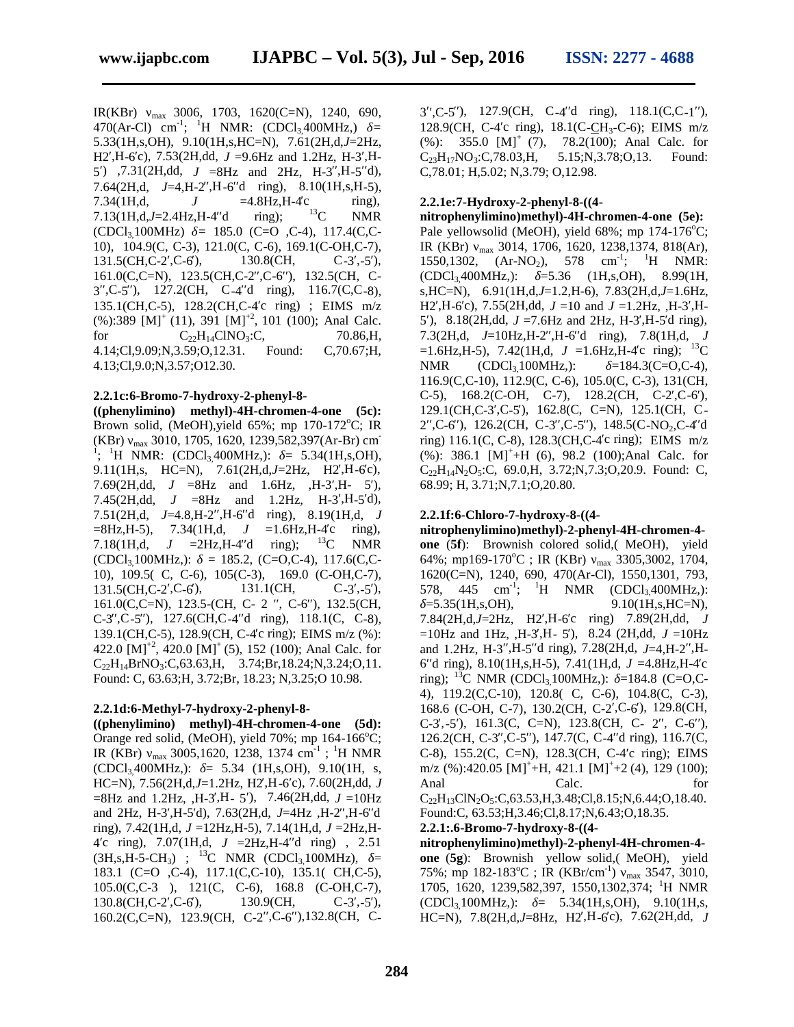IR(KBr) $\nu_{max}$ 3006, 1703, 1620(C=N), 1240, 690, 470(Ar-Cl) $cm^{-1}$; $^{1}$H NMR: ($CDCl_3$ 400MHz,) $\delta$= 5.33(1H,s,OH), 9.10(1H,s,HC=N), 7.61(2H,d,$J$=2Hz, H2′,H-6′c), 7.53(2H,dd, $J$ =9.6Hz and 1.2Hz, H-3′,H-5′) ,7.31(2H,dd, $J$ =8Hz and 2Hz, H-3″,H-5″d), 7.64(2H,d, $J$=4,H-2″,H-6″d ring), 8.10(1H,s,H-5), 7.34(1H,d, $J$ =4.8Hz,H-4′c ring), 7.13(1H,d,$J$=2.4Hz,H-4″d ring); $^{13}$C NMR ($CDCl_3$ 100MHz) $\delta$= 185.0 (C=O ,C-4), 117.4(C,C-10), 104.9(C, C-3), 121.0(C, C-6), 169.1(C-OH,C-7), 131.5(CH,C-2′,C-6′), 130.8(CH, C-3′,-5′), 161.0(C,C=N), 123.5(CH,C-2″,C-6″), 132.5(CH, C-3″,C-5″), 127.2(CH, C-4″d ring), 116.7(C,C-8), 135.1(CH,C-5), 128.2(CH,C-4′c ring) ; EIMS m/z (%):389 $[M]^{+}$ (11), 391 $[M]^{+2}$, 101 (100); Anal Calc. for $C_{22}H_{14}ClNO_3$:C, 70.86,H, 4.14;Cl,9.09;N,3.59;O,12.31. Found: C,70.67;H, 4.13;Cl,9.0;N,3.57;O12.30.

#### 2.2.1c:6-Bromo-7-hydroxy-2-phenyl-8-((phenylimino) methyl)-4H-chromen-4-one (5c):

Brown solid, (MeOH),yield 65%; mp 170-172°C; IR (KBr) $\nu_{max}$ 3010, 1705, 1620, 1239,582,397(Ar-Br) $cm^{-1}$; $^{1}$H NMR: ($CDCl_3$ 400MHz,): $\delta$= 5.34(1H,s,OH), 9.11(1H,s, HC=N), 7.61(2H,d,$J$=2Hz, H2′,H-6′c), 7.69(2H,dd, $J$ =8Hz and 1.6Hz, ,H-3′,H- 5′), 7.45(2H,dd, $J$ =8Hz and 1.2Hz, H-3′,H-5′d), 7.51(2H,d, $J$=4.8,H-2″,H-6″d ring), 8.19(1H,d, $J$ =8Hz,H-5), 7.34(1H,d, $J$ =1.6Hz,H-4′c ring), 7.18(1H,d, $J$ =2Hz,H-4″d ring); $^{13}$C NMR ($CDCl_3$ 100MHz,): $\delta$ = 185.2, (C=O,C-4), 117.6(C,C-10), 109.5( C, C-6), 105(C-3), 169.0 (C-OH,C-7), 131.5(CH,C-2′,C-6′), 131.1(CH, C-3′,-5′), 161.0(C,C=N), 123.5-(CH, C- 2 ″, C-6″), 132.5(CH, C-3″,C-5″), 127.6(CH,C-4″d ring), 118.1(C, C-8), 139.1(CH,C-5), 128.9(CH, C-4′c ring); EIMS m/z (%): 422.0 $[M]^{+2}$, 420.0 $[M]^{+}$ (5), 152 (100); Anal Calc. for $C_{22}H_{14}BrNO_3$:C,63.63,H, 3.74;Br,18.24;N,3.24;O,11. Found: C, 63.63;H, 3.72;Br, 18.23; N,3.25;O 10.98.

#### 2.2.1d:6-Methyl-7-hydroxy-2-phenyl-8-((phenylimino) methyl)-4H-chromen-4-one (5d):

Orange red solid, (MeOH), yield 70%; mp 164-166°C; IR (KBr) $\nu_{max}$ 3005,1620, 1238, 1374 $cm^{-1}$ ; $^{1}$H NMR ($CDCl_3$ 400MHz,): $\delta$= 5.34 (1H,s,OH), 9.10(1H, s, HC=N), 7.56(2H,d,$J$=1.2Hz, H2′,H-6′c), 7.60(2H,dd, $J$ =8Hz and 1.2Hz, ,H-3′,H- 5′), 7.46(2H,dd, $J$ =10Hz and 2Hz, H-3′,H-5′d), 7.63(2H,d, $J$=4Hz ,H-2″,H-6″d ring), 7.42(1H,d, $J$ =12Hz,H-5), 7.14(1H,d, $J$ =2Hz,H-4′c ring), 7.07(1H,d, $J$ =2Hz,H-4″d ring) , 2.51 (3H,s,H-5-$CH_3$) ; $^{13}$C NMR ($CDCl_3$ 100MHz), $\delta$= 183.1 (C=O ,C-4), 117.1(C,C-10), 135.1( CH,C-5), 105.0(C,C-3 ), 121(C, C-6), 168.8 (C-OH,C-7), 130.8(CH,C-2′,C-6′), 130.9(CH, C-3′,-5′), 160.2(C,C=N), 123.9(CH, C-2″,C-6″),132.8(CH, C-3″,C-5″), 127.9(CH, C-4″d ring), 118.1(C,C-1″), 128.9(CH, C-4′c ring), 18.1(C-$CH_3$-C-6); EIMS m/z (%): 355.0 $[M]^{+}$ (7), 78.2(100); Anal Calc. for $C_{23}H_{17}NO_3$:C,78.03,H, 5.15;N,3.78;O,13. Found: C,78.01; H,5.02; N,3.79; O,12.98.

#### 2.2.1e:7-Hydroxy-2-phenyl-8-((4-nitrophenylimino)methyl)-4H-chromen-4-one (5e):

Pale yellowsolid (MeOH), yield 68%; mp 174-176°C; IR (KBr) $\nu_{max}$ 3014, 1706, 1620, 1238,1374, 818(Ar), 1550,1302, (Ar-$NO_2$), 578 $cm^{-1}$; $^{1}$H NMR: ($CDCl_3$ 400MHz,): $\delta$=5.36 (1H,s,OH), 8.99(1H, s,HC=N), 6.91(1H,d,$J$=1.2,H-6), 7.83(2H,d,$J$=1.6Hz, H2′,H-6′c), 7.55(2H,dd, $J$ =10 and $J$ =1.2Hz, ,H-3′,H-5′), 8.18(2H,dd, $J$ =7.6Hz and 2Hz, H-3′,H-5′d ring), 7.3(2H,d, $J$=10Hz,H-2″,H-6″d ring), 7.8(1H,d, $J$ =1.6Hz,H-5), 7.42(1H,d, $J$ =1.6Hz,H-4′c ring); $^{13}$C NMR ($CDCl_3$ 100MHz,): $\delta$=184.3(C=O,C-4), 116.9(C,C-10), 112.9(C, C-6), 105.0(C, C-3), 131(CH, C-5), 168.2(C-OH, C-7), 128.2(CH, C-2′,C-6′), 129.1(CH,C-3′,C-5′), 162.8(C, C=N), 125.1(CH, C-2″,C-6″), 126.2(CH, C-3″,C-5″), 148.5(C-$NO_2$,C-4″d ring) 116.1(C, C-8), 128.3(CH,C-4′c ring); EIMS m/z (%): 386.1 $[M]^{+}$+H (6), 98.2 (100);Anal Calc. for $C_{22}H_{14}N_2O_5$:C, 69.0,H, 3.72;N,7.3;O,20.9. Found: C, 68.99; H, 3.71;N,7.1;O,20.80.

#### 2.2.1f:6-Chloro-7-hydroxy-8-((4-nitrophenylimino)methyl)-2-phenyl-4H-chromen-4-one (5f):

Brownish colored solid,( MeOH), yield 64%; mp169-170°C ; IR (KBr) $\nu_{max}$ 3305,3002, 1704, 1620(C=N), 1240, 690, 470(Ar-Cl), 1550,1301, 793, 578, 445 $cm^{-1}$; $^{1}$H NMR ($CDCl_3$ 400MHz,): $\delta$=5.35(1H,s,OH), 9.10(1H,s,HC=N), 7.84(2H,d,$J$=2Hz, H2′,H-6′c ring) 7.89(2H,dd, $J$ =10Hz and 1Hz, ,H-3′,H- 5′), 8.24 (2H,dd, $J$ =10Hz and 1.2Hz, H-3″,H-5″d ring), 7.28(2H,d, $J$=4,H-2″,H-6″d ring), 8.10(1H,s,H-5), 7.41(1H,d, $J$ =4.8Hz,H-4′c ring); $^{13}$C NMR ($CDCl_3$ 100MHz,): $\delta$=184.8 (C=O,C-4), 119.2(C,C-10), 120.8( C, C-6), 104.8(C, C-3), 168.6 (C-OH, C-7), 130.2(CH, C-2′,C-6′), 129.8(CH, C-3′,-5′), 161.3(C, C=N), 123.8(CH, C- 2″, C-6″), 126.2(CH, C-3″,C-5″), 147.7(C, C-4″d ring), 116.7(C, C-8), 155.2(C, C=N), 128.3(CH, C-4′c ring); EIMS m/z (%):420.05 $[M]^{+}$+H, 421.1 $[M]^{+}$+2 (4), 129 (100); Anal Calc. for $C_{22}H_{13}ClN_2O_5$:C,63.53,H,3.48;Cl,8.15;N,6.44;O,18.40. Found:C, 63.53;H,3.46;Cl,8.17;N,6.43;O,18.35.

#### 2.2.1:.6-Bromo-7-hydroxy-8-((4-nitrophenylimino)methyl)-2-phenyl-4H-chromen-4-one (5g):

Brownish yellow solid,( MeOH), yield 75%; mp 182-183°C ; IR (KBr/$cm^{-1}$) $\nu_{max}$ 3547, 3010, 1705, 1620, 1239,582,397, 1550,1302,374; $^{1}$H NMR ($CDCl_3$ 100MHz,): $\delta$= 5.34(1H,s,OH), 9.10(1H,s, HC=N), 7.8(2H,d,$J$=8Hz, H2′,H-6′c), 7.62(2H,dd, $J$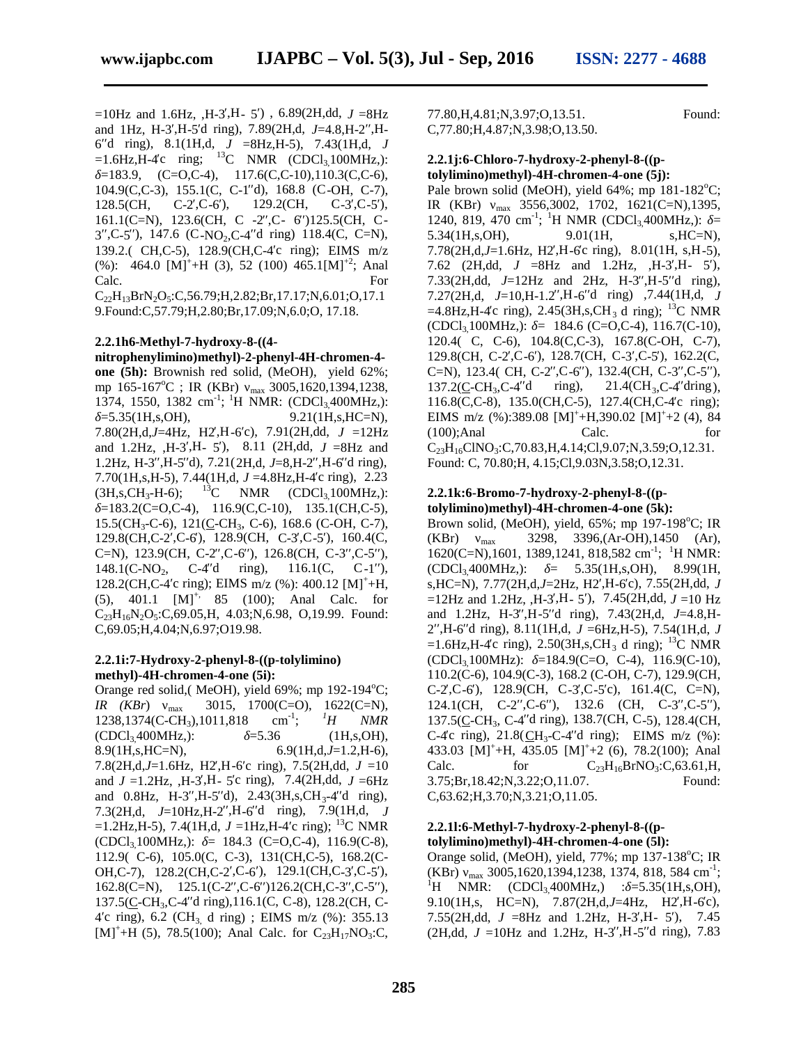=10Hz and 1.6Hz, ,H-3′,H- 5′) , 6.89(2H,dd, *J* =8Hz and 1Hz, H-3′,H-5′d ring), 7.89(2H,d, *J*=4.8,H-2′′,H-6′′d ring), 8.1(1H,d, *J* =8Hz,H-5), 7.43(1H,d, *J* =1.6Hz,H-4′c ring; $^{13}$C NMR ($CDCl_3$,100MHz,): *δ*=183.9, (C=O,C-4), 117.6(C,C-10),110.3(C,C-6), 104.9(C,C-3), 155.1(C, C-1′′d), 168.8 (C-OH, C-7), 128.5(CH, C-2′,C-6′), 129.2(CH, C-3′,C-5′), 161.1(C=N), 123.6(CH, C -2′′,C- 6′′)125.5(CH, C-3′′,C-5′′), 147.6 (C-$NO_2$,C-4′′d ring) 118.4(C, C=N), 139.2.( CH,C-5), 128.9(CH,C-4′c ring); EIMS m/z (%): 464.0 $[M]^+$+H (3), 52 (100) 465.1$[M]^{+2}$; Anal Calc. For $C_{22}H_{13}BrN_2O_5$:C,56.79;H,2.82;Br,17.17;N,6.01;O,17.19.Found:C,57.79;H,2.80;Br,17.09;N,6.0;O, 17.18.

#### 2.2.1h6-Methyl-7-hydroxy-8-((4-nitrophenylimino)methyl)-2-phenyl-4H-chromen-4-one (5h):

Brownish red solid, (MeOH), yield 62%; mp 165-167°C ; IR (KBr) $\nu_{max}$ 3005,1620,1394,1238, 1374, 1550, 1382 cm$^{-1}$; $^1$H NMR: ($CDCl_3$,400MHz,): *δ*=5.35(1H,s,OH), 9.21(1H,s,HC=N), 7.80(2H,d,*J*=4Hz, H2′,H-6′c), 7.91(2H,dd, *J* =12Hz and 1.2Hz, ,H-3′,H- 5′), 8.11 (2H,dd, *J* =8Hz and 1.2Hz, H-3′′,H-5′′d), 7.21(2H,d, *J*=8,H-2′′,H-6′′d ring), 7.70(1H,s,H-5), 7.44(1H,d, *J* =4.8Hz,H-4′c ring), 2.23 (3H,s,$CH_3$-H-6); $^{13}$C NMR ($CDCl_3$,100MHz,): *δ*=183.2(C=O,C-4), 116.9(C,C-10), 135.1(CH,C-5), 15.5($CH_3$-C-6), 121(C-$CH_3$, C-6), 168.6 (C-OH, C-7), 129.8(CH,C-2′,C-6′), 128.9(CH, C-3′,C-5′), 160.4(C, C=N), 123.9(CH, C-2′′,C-6′′), 126.8(CH, C-3′′,C-5′′), 148.1(C-$NO_2$, C-4′′d ring), 116.1(C, C-1′′), 128.2(CH,C-4′c ring); EIMS m/z (%): 400.12 $[M]^+$+H, (5), 401.1 $[M]^{+,}$ 85 (100); Anal Calc. for $C_{23}H_{16}N_2O_5$:C,69.05,H, 4.03;N,6.98, O,19.99. Found: C,69.05;H,4.04;N,6.97;O19.98.

#### 2.2.1i:7-Hydroxy-2-phenyl-8-((p-tolylimino) methyl)-4H-chromen-4-one (5i):

Orange red solid,( MeOH), yield 69%; mp 192-194°C; *IR (KBr)* $\nu_{max}$ 3015, 1700(C=O), 1622(C=N), 1238,1374(C-$CH_3$),1011,818 cm$^{-1}$; *$^1$H NMR* ($CDCl_3$,400MHz,): *δ*=5.36 (1H,s,OH), 8.9(1H,s,HC=N), 6.9(1H,d,*J*=1.2,H-6), 7.8(2H,d,*J*=1.6Hz, H2′,H-6′c ring), 7.5(2H,dd, *J* =10 and *J* =1.2Hz, ,H-3′,H- 5′c ring), 7.4(2H,dd, *J* =6Hz and 0.8Hz, H-3′′,H-5′′d), 2.43(3H,s,$CH_3$-4′′d ring), 7.3(2H,d, *J*=10Hz,H-2′′,H-6′′d ring), 7.9(1H,d, *J* =1.2Hz,H-5), 7.4(1H,d, *J* =1Hz,H-4′c ring; $^{13}$C NMR ($CDCl_3$,100MHz,): *δ*= 184.3 (C=O,C-4), 116.9(C-10), 112.9( C-6), 105.0(C, C-3), 131(CH,C-5), 168.2(C-OH,C-7), 128.2(CH,C-2′,C-6′), 129.1(CH,C-3′,C-5′), 162.8(C=N), 125.1(C-2′′,C-6′′)126.2(CH,C-3′′,C-5′′), 137.5(C-$CH_3$,C-4′′d ring),116.1(C, C-8), 128.2(CH, C-4′c ring), 6.2 ($CH_3$, d ring) ; EIMS m/z (%): 355.13 $[M]^+$+H (5), 78.5(100); Anal Calc. for $C_{23}H_{17}NO_3$:C, 77.80,H,4.81;N,3.97;O,13.51. Found: C,77.80,H,4.87,N,3.98;O,13.50.

#### 2.2.1j:6-Chloro-7-hydroxy-2-phenyl-8-((p-tolylimino)methyl)-4H-chromen-4-one (5j):

Pale brown solid (MeOH), yield 64%; mp 181-182°C; IR (KBr) $\nu_{max}$ 3556,3002, 1702, 1621(C=N),1395, 1240, 819, 470 cm$^{-1}$; $^1$H NMR ($CDCl_3$,400MHz,): *δ*= 5.34(1H,s,OH), 9.01(1H, s,HC=N), 7.78(2H,d,*J*=1.6Hz, H2′,H-6′c ring), 8.01(1H, s,H-5), 7.62 (2H,dd, *J* =8Hz and 1.2Hz, ,H-3′,H- 5′), 7.33(2H,dd, *J*=12Hz and 2Hz, H-3′′,H-5′′d ring), 7.27(2H,d, *J*=10,H-1.2′′,H-6′′d ring) ,7.44(1H,d, *J* =4.8Hz,H-4′c ring), 2.45(3H,s,$CH_3$ d ring); $^{13}$C NMR ($CDCl_3$,100MHz,): *δ*= 184.6 (C=O,C-4), 116.7(C-10), 120.4( C, C-6), 104.8(C,C-3), 167.8(C-OH, C-7), 129.8(CH, C-2′,C-6′), 128.7(CH, C-3′,C-5′), 162.2(C, C=N), 123.4( CH, C-2′′,C-6′′), 132.4(CH, C-3′′,C-5′′), 137.2(C-$CH_3$,C-4′′d ring), 21.4($CH_3$,C-4′′dring), 116.8(C,C-8), 135.0(CH,C-5), 127.4(CH,C-4′c ring); EIMS m/z (%):389.08 $[M]^+$+H,390.02 $[M]^+$+2 (4), 84 (100);Anal Calc. for $C_{23}H_{16}ClNO_3$:C,70.83,H,4.14;Cl,9.07;N,3.59;O,12.31. Found: C, 70.80;H, 4.15;Cl,9.03N,3.58;O,12.31.

#### 2.2.1k:6-Bromo-7-hydroxy-2-phenyl-8-((p-tolylimino)methyl)-4H-chromen-4-one (5k):

Brown solid, (MeOH), yield, 65%; mp 197-198°C; IR (KBr) $\nu_{max}$ 3298, 3396,(Ar-OH),1450 (Ar), 1620(C=N),1601, 1389,1241, 818,582 cm$^{-1}$; $^1$H NMR: ($CDCl_3$,400MHz,): *δ*= 5.35(1H,s,OH), 8.99(1H, s,HC=N), 7.77(2H,d,*J*=2Hz, H2′,H-6′c), 7.55(2H,dd, *J* =12Hz and 1.2Hz, ,H-3′,H- 5′), 7.45(2H,dd, *J* =10 Hz and 1.2Hz, H-3′′,H-5′′d ring), 7.43(2H,d, *J*=4.8,H-2′′,H-6′′d ring), 8.11(1H,d, *J* =6Hz,H-5), 7.54(1H,d, *J* =1.6Hz,H-4′c ring), 2.50(3H,s,$CH_3$ d ring); $^{13}$C NMR ($CDCl_3$,100MHz): *δ*=184.9(C=O, C-4), 116.9(C-10), 110.2(C-6), 104.9(C-3), 168.2 (C-OH, C-7), 129.9(CH, C-2′,C-6′), 128.9(CH, C-3′,C-5′c), 161.4(C, C=N), 124.1(CH, C-2′′,C-6′′), 132.6 (CH, C-3′′,C-5′′), 137.5(C-$CH_3$, C-4′′d ring), 138.7(CH, C-5), 128.4(CH, C-4′c ring), 21.8($CH_3$-C-4′′d ring); EIMS m/z (%): 433.03 $[M]^+$+H, 435.05 $[M]^+$+2 (6), 78.2(100); Anal Calc. for $C_{23}H_{16}BrNO_3$:C,63.61,H, 3.75;Br,18.42;N,3.22;O,11.07. Found: C,63.62;H,3.70;N,3.21;O,11.05.

#### 2.2.1l:6-Methyl-7-hydroxy-2-phenyl-8-((p-tolylimino)methyl)-4H-chromen-4-one (5l):

Orange solid, (MeOH), yield, 77%; mp 137-138°C; IR (KBr) $\nu_{max}$ 3005,1620,1394,1238, 1374, 818, 584 cm$^{-1}$; $^1$H NMR: ($CDCl_3$,400MHz,) :*δ*=5.35(1H,s,OH), 9.10(1H,s, HC=N), 7.87(2H,d,*J*=4Hz, H2′,H-6′c), 7.55(2H,dd, *J* =8Hz and 1.2Hz, H-3′,H- 5′), 7.45 (2H,dd, *J* =10Hz and 1.2Hz, H-3′′,H-5′′d ring), 7.83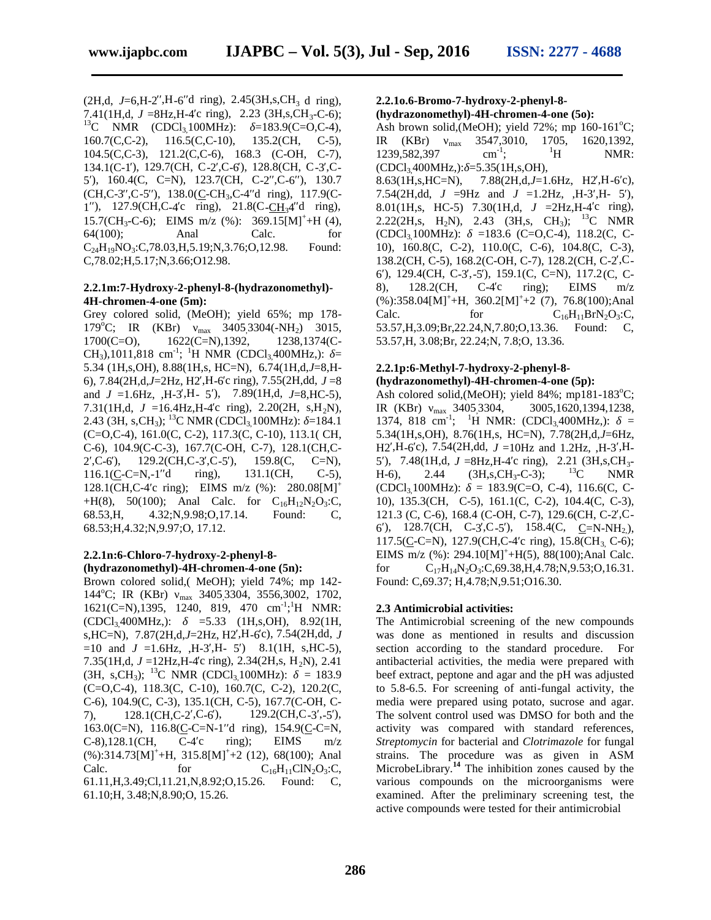(2H,d, $J$=6,H-2′′,H-6′′d ring), 2.45(3H,s,$CH_3$ d ring), 7.41(1H,d, $J$ =8Hz,H-4′c ring), 2.23 (3H,s,$CH_3$-C-6); $^{13}$C NMR ($CDCl_3$,100MHz): $\delta$=183.9(C=O,C-4), 160.7(C,C-2), 116.5(C,C-10), 135.2(CH, C-5), 104.5(C,C-3), 121.2(C,C-6), 168.3 (C-OH, C-7), 134.1(C-1′), 129.7(CH, C-2′,C-6′), 128.8(CH, C-3′,C-5′), 160.4(C, C=N), 123.7(CH, C-2′′,C-6′′), 130.7 (CH,C-3′′,C-5′′), 138.0(C-$CH_3$,C-4′′d ring), 117.9(C-1′′), 127.9(CH,C-4′c ring), 21.8(C-$CH_3$4′′d ring), 15.7($CH_3$-C-6); EIMS m/z (%): 369.15[M]$^+$+H (4), 64(100); Anal Calc. for $C_{24}H_{19}NO_3$:C,78.03,H,5.19;N,3.76;O,12.98. Found: C,78.02;H,5.17;N,3.66;O12.98.

#### 2.2.1m:7-Hydroxy-2-phenyl-8-(hydrazonomethyl)-4H-chromen-4-one (5m):

Grey colored solid, (MeOH); yield 65%; mp 178-179°C; IR (KBr) $\nu_{max}$ 3405,3304(-$NH_2$) 3015, 1700(C=O), 1622(C=N),1392, 1238,1374(C-$CH_3$),1011,818 cm$^{-1}$; $^1$H NMR ($CDCl_3$,400MHz,): $\delta$= 5.34 (1H,s,OH), 8.88(1H,s, HC=N), 6.74(1H,d,$J$=8,H-6), 7.84(2H,d,$J$=2Hz, H2′,H-6′c ring), 7.55(2H,dd, $J$ =8 and $J$ =1.6Hz, ,H-3′,H- 5′), 7.89(1H,d, $J$=8,HC-5), 7.31(1H,d, $J$ =16.4Hz,H-4′c ring), 2.20(2H, s,$H_2$N), 2.43 (3H, s,$CH_3$); $^{13}$C NMR ($CDCl_3$,100MHz): $\delta$=184.1 (C=O,C-4), 161.0(C, C-2), 117.3(C, C-10), 113.1( CH, C-6), 104.9(C-C-3), 167.7(C-OH, C-7), 128.1(CH,C-2′,C-6′), 129.2(CH,C-3′,C-5′), 159.8(C, C=N), 116.1(C-C=N,-1′′d ring), 131.1(CH, C-5), 128.1(CH,C-4′c ring); EIMS m/z (%): 280.08[M]$^+$+H(8), 50(100); Anal Calc. for $C_{16}H_{12}N_2O_3$:C, 68.53,H, 4.32;N,9.98;O,17.14. Found: C, 68.53;H,4.32;N,9.97;O, 17.12.

#### 2.2.1n:6-Chloro-7-hydroxy-2-phenyl-8-(hydrazonomethyl)-4H-chromen-4-one (5n):

Brown colored solid,( MeOH); yield 74%; mp 142-144°C; IR (KBr) $\nu_{max}$ 3405,3304, 3556,3002, 1702, 1621(C=N),1395, 1240, 819, 470 cm$^{-1}$;$^1$H NMR: ($CDCl_3$,400MHz,): $\delta$ =5.33 (1H,s,OH), 8.92(1H, s,HC=N), 7.87(2H,d,$J$=2Hz, H2′,H-6′c), 7.54(2H,dd, $J$ =10 and $J$ =1.6Hz, ,H-3′,H- 5′) 8.1(1H, s,HC-5), 7.35(1H,d, $J$ =12Hz,H-4′c ring), 2.34(2H,s, $H_2$N), 2.41 (3H, s,$CH_3$); $^{13}$C NMR ($CDCl_3$,100MHz): $\delta$ = 183.9 (C=O,C-4), 118.3(C, C-10), 160.7(C, C-2), 120.2(C, C-6), 104.9(C, C-3), 135.1(CH, C-5), 167.7(C-OH, C-7), 128.1(CH,C-2′,C-6′), 129.2(CH,C-3′,-5′), 163.0(C=N), 116.8(C-C=N-1′′d ring), 154.9(C-C=N, C-8),128.1(CH, C-4′c ring); EIMS m/z (%):314.73[M]$^+$+H, 315.8[M]$^+$+2 (12), 68(100); Anal Calc. for $C_{16}H_{11}ClN_2O_3$:C, 61.11,H,3.49;Cl,11.21,N,8.92;O,15.26. Found: C, 61.10;H, 3.48;N,8.90;O, 15.26.

#### 2.2.1o.6-Bromo-7-hydroxy-2-phenyl-8-(hydrazonomethyl)-4H-chromen-4-one (5o):

Ash brown solid,(MeOH); yield 72%; mp 160-161°C; IR (KBr) $\nu_{max}$ 3547,3010, 1705, 1620,1392, 1239,582,397 cm$^{-1}$; $^1$H NMR: ($CDCl_3$,400MHz,):$\delta$=5.35(1H,s,OH), 8.63(1H,s,HC=N), 7.88(2H,d,$J$=1.6Hz, H2′,H-6′c), 7.54(2H,dd, $J$ =9Hz and $J$ =1.2Hz, ,H-3′,H- 5′), 8.01(1H,s, HC-5) 7.30(1H,d, $J$ =2Hz,H-4′c ring), 2.22(2H,s, $H_2$N), 2.43 (3H,s, $CH_3$); $^{13}$C NMR ($CDCl_3$,100MHz): $\delta$ =183.6 (C=O,C-4), 118.2(C, C-10), 160.8(C, C-2), 110.0(C, C-6), 104.8(C, C-3), 138.2(CH, C-5), 168.2(C-OH, C-7), 128.2(CH, C-2′,C-6′), 129.4(CH, C-3′,-5′), 159.1(C, C=N), 117.2(C, C-8), 128.2(CH, C-4′c ring); EIMS m/z (%):358.04[M]$^+$+H, 360.2[M]$^+$+2 (7), 76.8(100);Anal Calc. for $C_{16}H_{11}BrN_2O_3$:C, 53.57,H,3.09;Br,22.24,N,7.80;O,13.36. Found: C, 53.57,H, 3.08;Br, 22.24;N, 7.8;O, 13.36.

#### 2.2.1p:6-Methyl-7-hydroxy-2-phenyl-8-(hydrazonomethyl)-4H-chromen-4-one (5p):

Ash colored solid,(MeOH); yield 84%; mp181-183°C; IR (KBr) $\nu_{max}$ 3405,3304, 3005,1620,1394,1238, 1374, 818 cm$^{-1}$; $^1$H NMR: ($CDCl_3$,400MHz,): $\delta$ = 5.34(1H,s,OH), 8.76(1H,s, HC=N), 7.78(2H,d,$J$=6Hz, H2′,H-6′c), 7.54(2H,dd, $J$ =10Hz and 1.2Hz, ,H-3′,H-5′), 7.48(1H,d, $J$ =8Hz,H-4′c ring), 2.21 (3H,s,$CH_3$-H-6), 2.44 (3H,s,$CH_3$-C-3); $^{13}$C NMR ($CDCl_3$,100MHz): $\delta$ = 183.9(C=O, C-4), 116.6(C, C-10), 135.3(CH, C-5), 161.1(C, C-2), 104.4(C, C-3), 121.3 (C, C-6), 168.4 (C-OH, C-7), 129.6(CH, C-2′,C-6′), 128.7(CH, C-3′,C-5′), 158.4(C, C=N-$NH_2$,), 117.5(C-C=N), 127.9(CH,C-4′c ring), 15.8($CH_3$, C-6); EIMS m/z (%): 294.10[M]$^+$+H(5), 88(100);Anal Calc. for $C_{17}H_{14}N_2O_3$:C,69.38,H,4.78;N,9.53;O,16.31. Found: C,69.37; H,4.78;N,9.51;O16.30.

### 2.3 Antimicrobial activities:

The Antimicrobial screening of the new compounds was done as mentioned in results and discussion section according to the standard procedure. For antibacterial activities, the media were prepared with beef extract, peptone and agar and the pH was adjusted to 5.8-6.5. For screening of anti-fungal activity, the media were prepared using potato, sucrose and agar. The solvent control used was DMSO for both and the activity was compared with standard references, *Streptomycin* for bacterial and *Clotrimazole* for fungal strains. The procedure was as given in ASM MicrobeLibrary.[14] The inhibition zones caused by the various compounds on the microorganisms were examined. After the preliminary screening test, the active compounds were tested for their antimicrobial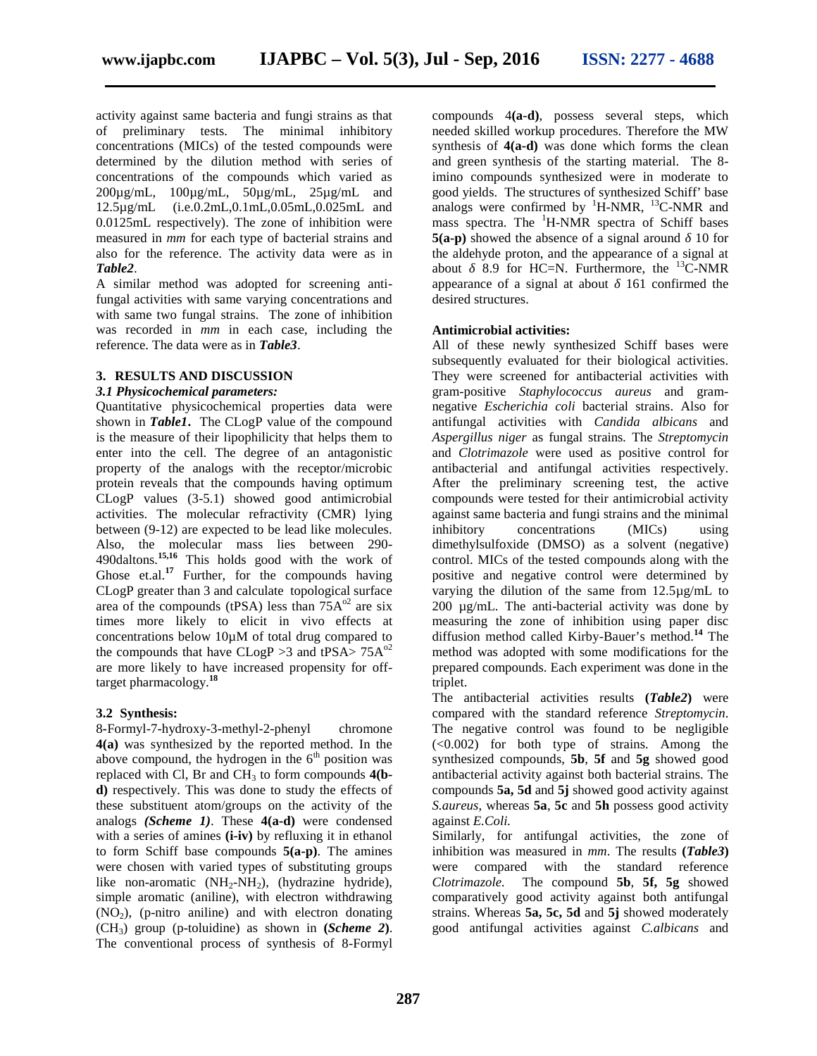activity against same bacteria and fungi strains as that of preliminary tests. The minimal inhibitory concentrations (MICs) of the tested compounds were determined by the dilution method with series of concentrations of the compounds which varied as 200µg/mL, 100µg/mL, 50µg/mL, 25µg/mL and 12.5µg/mL (i.e.0.2mL,0.1mL,0.05mL,0.025mL and 0.0125mL respectively). The zone of inhibition were measured in *mm* for each type of bacterial strains and also for the reference. The activity data were as in ***Table2***.

A similar method was adopted for screening anti-fungal activities with same varying concentrations and with same two fungal strains. The zone of inhibition was recorded in *mm* in each case, including the reference. The data were as in ***Table3***.

## 3. RESULTS AND DISCUSSION

### *3.1 Physicochemical parameters:*

Quantitative physicochemical properties data were shown in ***Table1***. The CLogP value of the compound is the measure of their lipophilicity that helps them to enter into the cell. The degree of an antagonistic property of the analogs with the receptor/microbic protein reveals that the compounds having optimum CLogP values (3-5.1) showed good antimicrobial activities. The molecular refractivity (CMR) lying between (9-12) are expected to be lead like molecules. Also, the molecular mass lies between 290-490daltons.[15,16] This holds good with the work of Ghose et.al.[17] Further, for the compounds having CLogP greater than 3 and calculate topological surface area of the compounds (tPSA) less than $75A^{o2}$ are six times more likely to elicit in vivo effects at concentrations below 10µM of total drug compared to the compounds that have CLogP >3 and tPSA> $75A^{o2}$ are more likely to have increased propensity for off-target pharmacology.[18]

### 3.2 Synthesis:

8-Formyl-7-hydroxy-3-methyl-2-phenyl chromone **4(a)** was synthesized by the reported method. In the above compound, the hydrogen in the $6^{th}$ position was replaced with Cl, Br and $CH_3$ to form compounds **4(b-d)** respectively. This was done to study the effects of these substituent atom/groups on the activity of the analogs ***(Scheme 1)***. These **4(a-d)** were condensed with a series of amines **(i-iv)** by refluxing it in ethanol to form Schiff base compounds **5(a-p)**. The amines were chosen with varied types of substituting groups like non-aromatic ($NH_2$-$NH_2$), (hydrazine hydride), simple aromatic (aniline), with electron withdrawing ($NO_2$), (p-nitro aniline) and with electron donating ($CH_3$) group (p-toluidine) as shown in **(*Scheme 2*)**. The conventional process of synthesis of 8-Formyl compounds 4**(a-d)**, possess several steps, which needed skilled workup procedures. Therefore the MW synthesis of **4(a-d)** was done which forms the clean and green synthesis of the starting material. The 8-imino compounds synthesized were in moderate to good yields. The structures of synthesized Schiff' base analogs were confirmed by $^{1}$H-NMR, $^{13}$C-NMR and mass spectra. The $^{1}$H-NMR spectra of Schiff bases **5(a-p)** showed the absence of a signal around $\delta$ 10 for the aldehyde proton, and the appearance of a signal at about $\delta$ 8.9 for HC=N. Furthermore, the $^{13}$C-NMR appearance of a signal at about $\delta$ 161 confirmed the desired structures.

### Antimicrobial activities:

All of these newly synthesized Schiff bases were subsequently evaluated for their biological activities. They were screened for antibacterial activities with gram-positive *Staphylococcus aureus* and gram-negative *Escherichia coli* bacterial strains. Also for antifungal activities with *Candida albicans* and *Aspergillus niger* as fungal strains. The *Streptomycin* and *Clotrimazole* were used as positive control for antibacterial and antifungal activities respectively. After the preliminary screening test, the active compounds were tested for their antimicrobial activity against same bacteria and fungi strains and the minimal inhibitory concentrations (MICs) using dimethylsulfoxide (DMSO) as a solvent (negative) control. MICs of the tested compounds along with the positive and negative control were determined by varying the dilution of the same from 12.5µg/mL to 200 µg/mL. The anti-bacterial activity was done by measuring the zone of inhibition using paper disc diffusion method called Kirby-Bauer's method.[14] The method was adopted with some modifications for the prepared compounds. Each experiment was done in the triplet.

The antibacterial activities results **(*Table2*)** were compared with the standard reference *Streptomycin*. The negative control was found to be negligible (<0.002) for both type of strains. Among the synthesized compounds, **5b**, **5f** and **5g** showed good antibacterial activity against both bacterial strains. The compounds **5a, 5d** and **5j** showed good activity against *S.aureus*, whereas **5a**, **5c** and **5h** possess good activity against *E.Coli.*

Similarly, for antifungal activities, the zone of inhibition was measured in *mm*. The results **(*Table3*)** were compared with the standard reference *Clotrimazole.* The compound **5b**, **5f, 5g** showed comparatively good activity against both antifungal strains. Whereas **5a, 5c, 5d** and **5j** showed moderately good antifungal activities against *C.albicans* and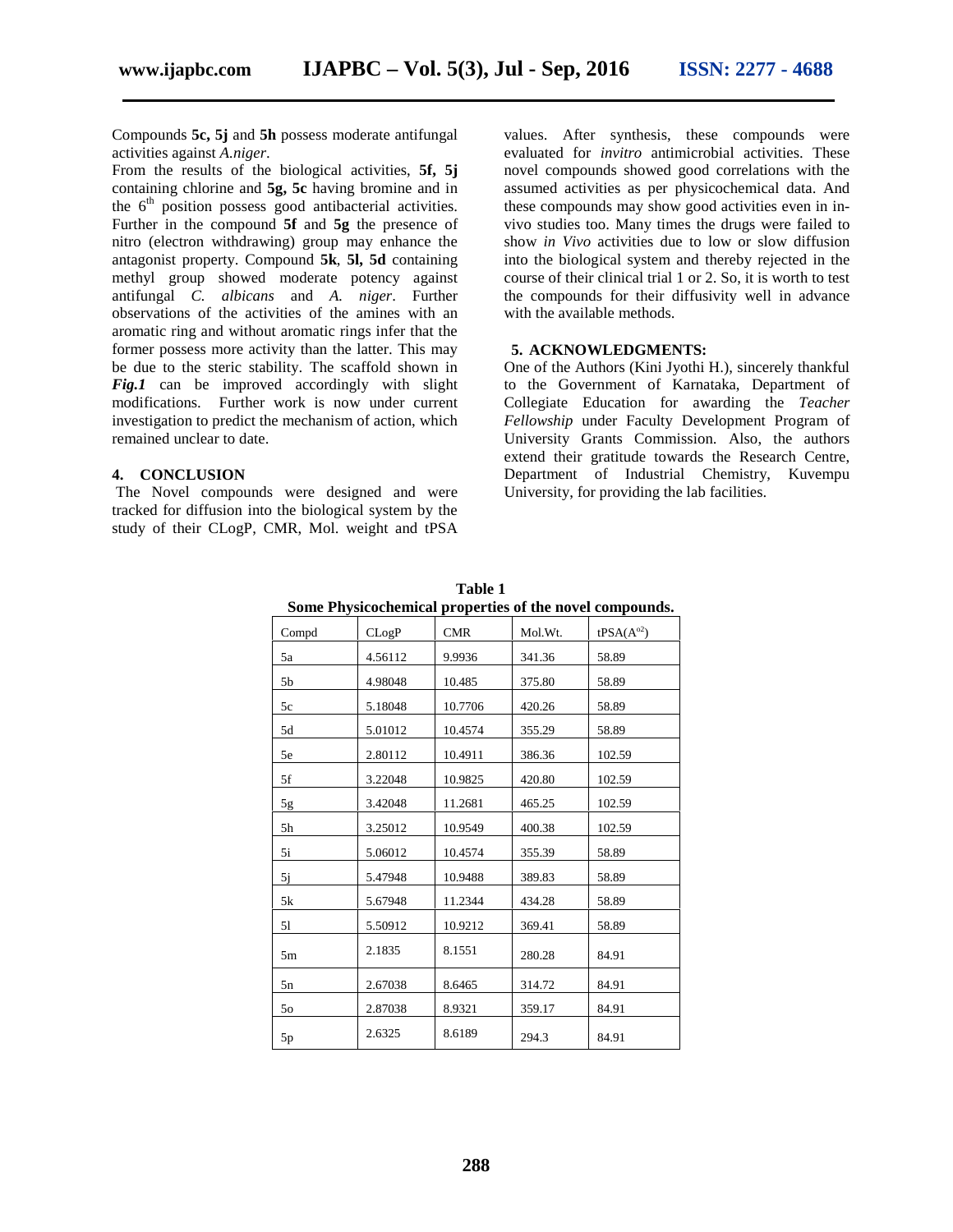Compounds **5c, 5j** and **5h** possess moderate antifungal activities against *A.niger*.

From the results of the biological activities, **5f, 5j** containing chlorine and **5g, 5c** having bromine and in the 6$^{th}$ position possess good antibacterial activities. Further in the compound **5f** and **5g** the presence of nitro (electron withdrawing) group may enhance the antagonist property. Compound **5k**, **5l, 5d** containing methyl group showed moderate potency against antifungal *C. albicans* and *A. niger*. Further observations of the activities of the amines with an aromatic ring and without aromatic rings infer that the former possess more activity than the latter. This may be due to the steric stability. The scaffold shown in ***Fig.1*** can be improved accordingly with slight modifications. Further work is now under current investigation to predict the mechanism of action, which remained unclear to date.

## 4. CONCLUSION

The Novel compounds were designed and were tracked for diffusion into the biological system by the study of their CLogP, CMR, Mol. weight and tPSA values. After synthesis, these compounds were evaluated for *invitro* antimicrobial activities. These novel compounds showed good correlations with the assumed activities as per physicochemical data. And these compounds may show good activities even in in-vivo studies too. Many times the drugs were failed to show *in Vivo* activities due to low or slow diffusion into the biological system and thereby rejected in the course of their clinical trial 1 or 2. So, it is worth to test the compounds for their diffusivity well in advance with the available methods.

## 5. ACKNOWLEDGMENTS:

One of the Authors (Kini Jyothi H.), sincerely thankful to the Government of Karnataka, Department of Collegiate Education for awarding the *Teacher Fellowship* under Faculty Development Program of University Grants Commission. Also, the authors extend their gratitude towards the Research Centre, Department of Industrial Chemistry, Kuvempu University, for providing the lab facilities.

**Table 1**
**Some Physicochemical properties of the novel compounds.**

| Compd | CLogP | CMR | Mol.Wt. | tPSA($A^{o2}$) |
|---|---|---|---|---|
| 5a | 4.56112 | 9.9936 | 341.36 | 58.89 |
| 5b | 4.98048 | 10.485 | 375.80 | 58.89 |
| 5c | 5.18048 | 10.7706 | 420.26 | 58.89 |
| 5d | 5.01012 | 10.4574 | 355.29 | 58.89 |
| 5e | 2.80112 | 10.4911 | 386.36 | 102.59 |
| 5f | 3.22048 | 10.9825 | 420.80 | 102.59 |
| 5g | 3.42048 | 11.2681 | 465.25 | 102.59 |
| 5h | 3.25012 | 10.9549 | 400.38 | 102.59 |
| 5i | 5.06012 | 10.4574 | 355.39 | 58.89 |
| 5j | 5.47948 | 10.9488 | 389.83 | 58.89 |
| 5k | 5.67948 | 11.2344 | 434.28 | 58.89 |
| 5l | 5.50912 | 10.9212 | 369.41 | 58.89 |
| 5m | 2.1835 | 8.1551 | 280.28 | 84.91 |
| 5n | 2.67038 | 8.6465 | 314.72 | 84.91 |
| 5o | 2.87038 | 8.9321 | 359.17 | 84.91 |
| 5p | 2.6325 | 8.6189 | 294.3 | 84.91 |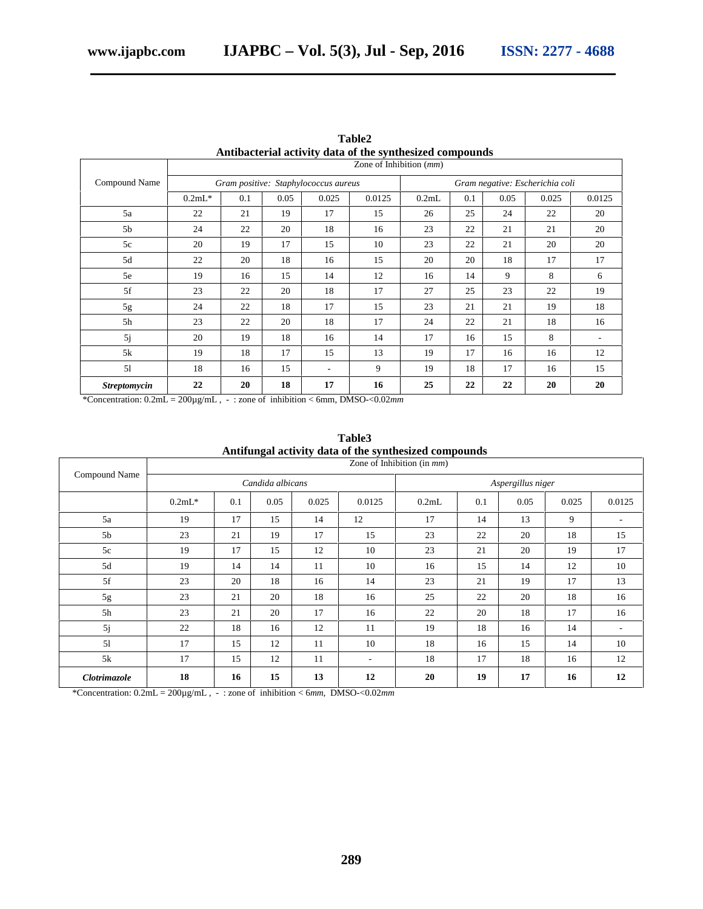**Table2**
**Antibacterial activity data of the synthesized compounds**

| Compound Name | Zone of Inhibition (*mm*) | | | | | | | | | |
|---|---|---|---|---|---|---|---|---|---|---|
| | *Gram positive: Staphylococcus aureus* | | | | | *Gram negative: Escherichia coli* | | | | |
| | 0.2mL* | 0.1 | 0.05 | 0.025 | 0.0125 | 0.2mL | 0.1 | 0.05 | 0.025 | 0.0125 |
| 5a | 22 | 21 | 19 | 17 | 15 | 26 | 25 | 24 | 22 | 20 |
| 5b | 24 | 22 | 20 | 18 | 16 | 23 | 22 | 21 | 21 | 20 |
| 5c | 20 | 19 | 17 | 15 | 10 | 23 | 22 | 21 | 20 | 20 |
| 5d | 22 | 20 | 18 | 16 | 15 | 20 | 20 | 18 | 17 | 17 |
| 5e | 19 | 16 | 15 | 14 | 12 | 16 | 14 | 9 | 8 | 6 |
| 5f | 23 | 22 | 20 | 18 | 17 | 27 | 25 | 23 | 22 | 19 |
| 5g | 24 | 22 | 18 | 17 | 15 | 23 | 21 | 21 | 19 | 18 |
| 5h | 23 | 22 | 20 | 18 | 17 | 24 | 22 | 21 | 18 | 16 |
| 5j | 20 | 19 | 18 | 16 | 14 | 17 | 16 | 15 | 8 | - |
| 5k | 19 | 18 | 17 | 15 | 13 | 19 | 17 | 16 | 16 | 12 |
| 5l | 18 | 16 | 15 | - | 9 | 19 | 18 | 17 | 16 | 15 |
| ***Streptomycin*** | **22** | **20** | **18** | **17** | **16** | **25** | **22** | **22** | **20** | **20** |

*Concentration: 0.2mL = 200µg/mL , - : zone of inhibition < 6mm, DMSO-<0.02*mm*

**Table3**
**Antifungal activity data of the synthesized compounds**

| Compound Name | Zone of Inhibition (in *mm*) | | | | | | | | | |
|---|---|---|---|---|---|---|---|---|---|---|
| | *Candida albicans* | | | | | *Aspergillus niger* | | | | |
| | 0.2mL* | 0.1 | 0.05 | 0.025 | 0.0125 | 0.2mL | 0.1 | 0.05 | 0.025 | 0.0125 |
| 5a | 19 | 17 | 15 | 14 | 12 | 17 | 14 | 13 | 9 | - |
| 5b | 23 | 21 | 19 | 17 | 15 | 23 | 22 | 20 | 18 | 15 |
| 5c | 19 | 17 | 15 | 12 | 10 | 23 | 21 | 20 | 19 | 17 |
| 5d | 19 | 14 | 14 | 11 | 10 | 16 | 15 | 14 | 12 | 10 |
| 5f | 23 | 20 | 18 | 16 | 14 | 23 | 21 | 19 | 17 | 13 |
| 5g | 23 | 21 | 20 | 18 | 16 | 25 | 22 | 20 | 18 | 16 |
| 5h | 23 | 21 | 20 | 17 | 16 | 22 | 20 | 18 | 17 | 16 |
| 5j | 22 | 18 | 16 | 12 | 11 | 19 | 18 | 16 | 14 | - |
| 5l | 17 | 15 | 12 | 11 | 10 | 18 | 16 | 15 | 14 | 10 |
| 5k | 17 | 15 | 12 | 11 | - | 18 | 17 | 18 | 16 | 12 |
| ***Clotrimazole*** | **18** | **16** | **15** | **13** | **12** | **20** | **19** | **17** | **16** | **12** |

*Concentration: 0.2mL = 200µg/mL , - : zone of inhibition < 6*mm*, DMSO-<0.02*mm*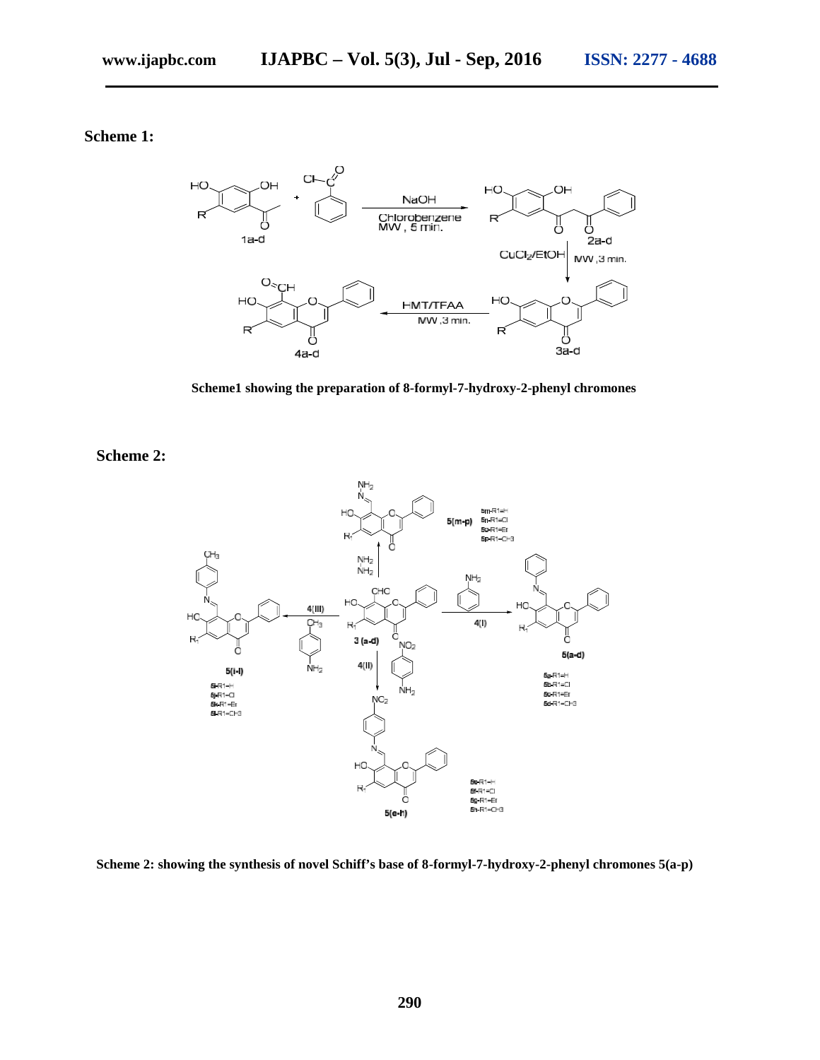**Scheme 1:**

Scheme1 showing the preparation of 8-formyl-7-hydroxy-2-phenyl chromones

**Scheme 2:**

Scheme 2: showing the synthesis of novel Schiff's base of 8-formyl-7-hydroxy-2-phenyl chromones 5(a-p)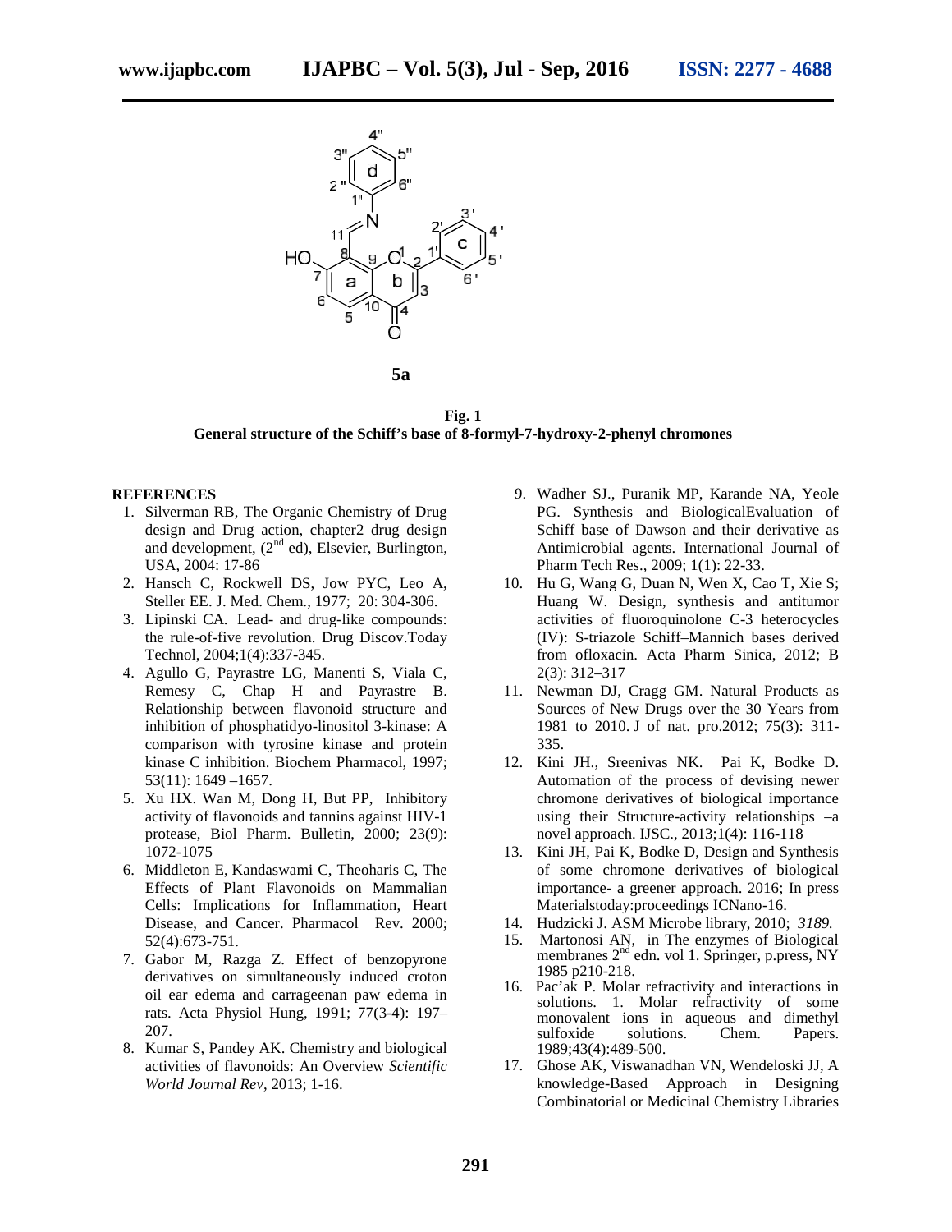**5a**

**Fig. 1**
**General structure of the Schiff's base of 8-formyl-7-hydroxy-2-phenyl chromones**

## REFERENCES

1. Silverman RB, The Organic Chemistry of Drug design and Drug action, chapter2 drug design and development, (2nd ed), Elsevier, Burlington, USA, 2004: 17-86
2. Hansch C, Rockwell DS, Jow PYC, Leo A, Steller EE. J. Med. Chem., 1977; 20: 304-306.
3. Lipinski CA. Lead- and drug-like compounds: the rule-of-five revolution. Drug Discov.Today Technol, 2004;1(4):337-345.
4. Agullo G, Payrastre LG, Manenti S, Viala C, Remesy C, Chap H and Payrastre B. Relationship between flavonoid structure and inhibition of phosphatidyo-linositol 3-kinase: A comparison with tyrosine kinase and protein kinase C inhibition. Biochem Pharmacol, 1997; 53(11): 1649 –1657.
5. Xu HX. Wan M, Dong H, But PP, Inhibitory activity of flavonoids and tannins against HIV-1 protease, Biol Pharm. Bulletin, 2000; 23(9): 1072-1075
6. Middleton E, Kandaswami C, Theoharis C, The Effects of Plant Flavonoids on Mammalian Cells: Implications for Inflammation, Heart Disease, and Cancer. Pharmacol Rev. 2000; 52(4):673-751.
7. Gabor M, Razga Z. Effect of benzopyrone derivatives on simultaneously induced croton oil ear edema and carrageenan paw edema in rats. Acta Physiol Hung, 1991; 77(3-4): 197–207.
8. Kumar S, Pandey AK. Chemistry and biological activities of flavonoids: An Overview *Scientific World Journal Rev*, 2013; 1-16.
9. Wadher SJ., Puranik MP, Karande NA, Yeole PG. Synthesis and BiologicalEvaluation of Schiff base of Dawson and their derivative as Antimicrobial agents. International Journal of Pharm Tech Res., 2009; 1(1): 22-33.
10. Hu G, Wang G, Duan N, Wen X, Cao T, Xie S; Huang W. Design, synthesis and antitumor activities of fluoroquinolone C-3 heterocycles (IV): S-triazole Schiff–Mannich bases derived from ofloxacin. Acta Pharm Sinica, 2012; B 2(3): 312–317
11. Newman DJ, Cragg GM. Natural Products as Sources of New Drugs over the 30 Years from 1981 to 2010. J of nat. pro.2012; 75(3): 311-335.
12. Kini JH., Sreenivas NK. Pai K, Bodke D. Automation of the process of devising newer chromone derivatives of biological importance using their Structure-activity relationships –a novel approach. IJSC., 2013;1(4): 116-118
13. Kini JH, Pai K, Bodke D, Design and Synthesis of some chromone derivatives of biological importance- a greener approach. 2016; In press Materialstoday:proceedings ICNano-16.
14. Hudzicki J. ASM Microbe library, 2010; *3189.*
15. Martonosi AN, in The enzymes of Biological membranes 2nd edn. vol 1. Springer, p.press, NY 1985 p210-218.
16. Pac'ak P. Molar refractivity and interactions in solutions. 1. Molar refractivity of some monovalent ions in aqueous and dimethyl sulfoxide solutions. Chem. Papers. 1989;43(4):489-500.
17. Ghose AK, Viswanadhan VN, Wendeloski JJ, A knowledge-Based Approach in Designing Combinatorial or Medicinal Chemistry Libraries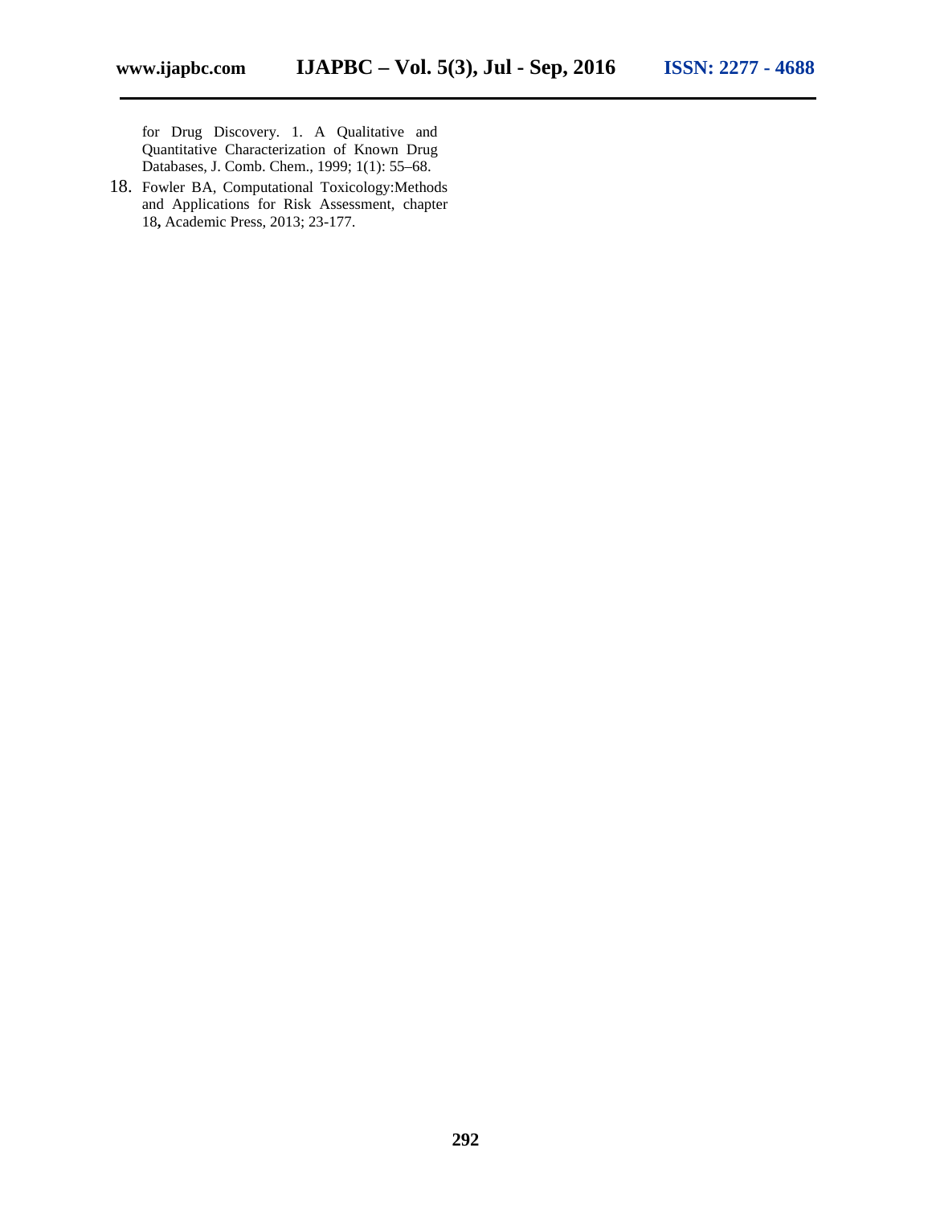for Drug Discovery. 1. A Qualitative and Quantitative Characterization of Known Drug Databases, J. Comb. Chem., 1999; 1(1): 55–68.

18. Fowler BA, Computational Toxicology:Methods and Applications for Risk Assessment, chapter 18**,** Academic Press, 2013; 23-177.